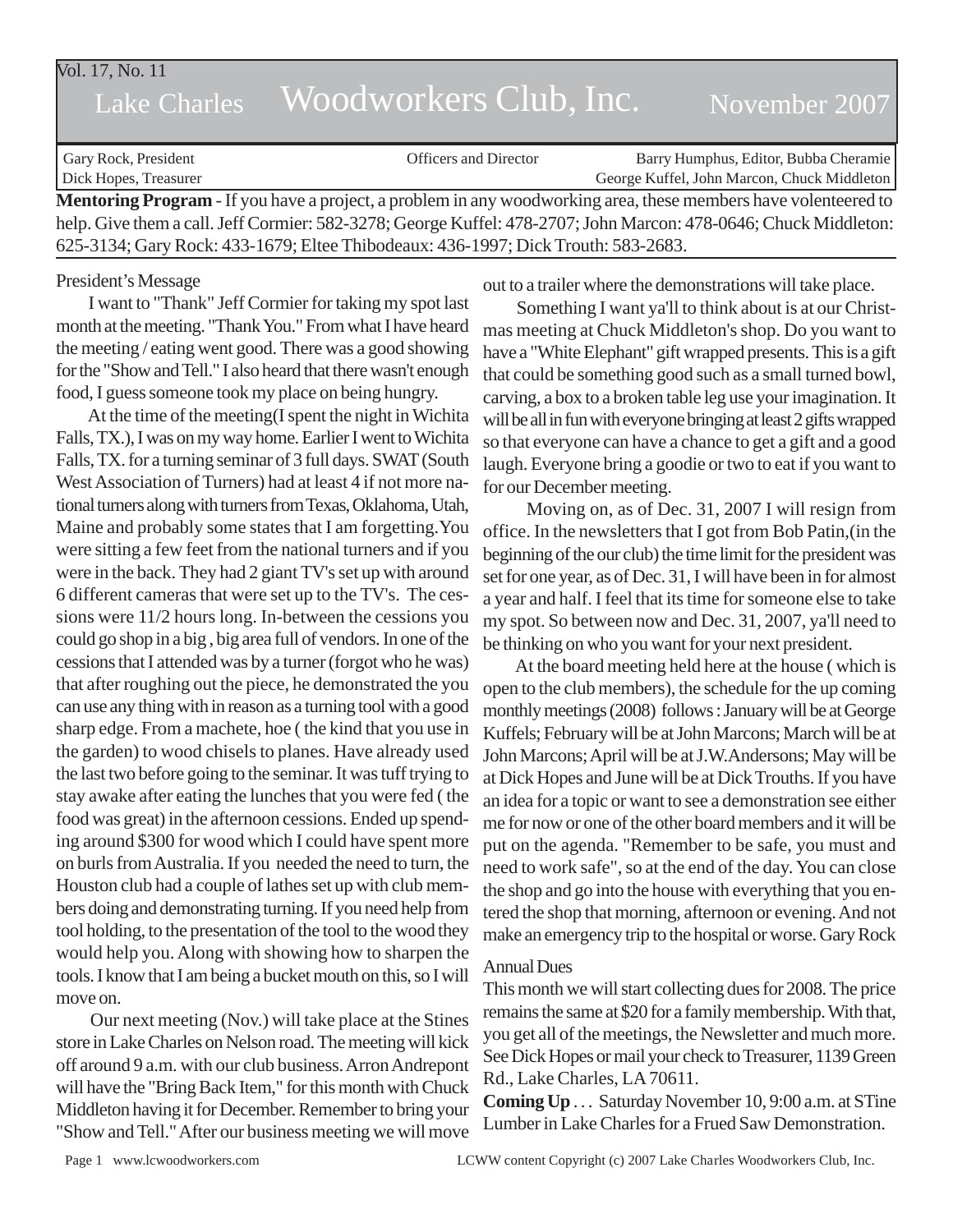Vol. 17, No. 11

# Lake Charles Woodworkers Club, Inc. November 2007

| Gary Rock, President | Officers and Director | Barry Humphus, Editor, Bubba Cheramie |
|---|---|---|
| Dick Hopes, Treasurer | | George Kuffel, John Marcon, Chuck Middleton |

**Mentoring Program** - If you have a project, a problem in any woodworking area, these members have volenteered to help. Give them a call. Jeff Cormier: 582-3278; George Kuffel: 478-2707; John Marcon: 478-0646; Chuck Middleton: 625-3134; Gary Rock: 433-1679; Eltee Thibodeaux: 436-1997; Dick Trouth: 583-2683.

## President's Message

I want to "Thank" Jeff Cormier for taking my spot last month at the meeting. "Thank You." From what I have heard the meeting / eating went good. There was a good showing for the "Show and Tell." I also heard that there wasn't enough food, I guess someone took my place on being hungry.

At the time of the meeting(I spent the night in Wichita Falls, TX.), I was on my way home. Earlier I went to Wichita Falls, TX. for a turning seminar of 3 full days. SWAT (South West Association of Turners) had at least 4 if not more national turners along with turners from Texas, Oklahoma, Utah, Maine and probably some states that I am forgetting. You were sitting a few feet from the national turners and if you were in the back. They had 2 giant TV's set up with around 6 different cameras that were set up to the TV's. The cessions were 11/2 hours long. In-between the cessions you could go shop in a big , big area full of vendors. In one of the cessions that I attended was by a turner (forgot who he was) that after roughing out the piece, he demonstrated the you can use any thing with in reason as a turning tool with a good sharp edge. From a machete, hoe ( the kind that you use in the garden) to wood chisels to planes. Have already used the last two before going to the seminar. It was tuff trying to stay awake after eating the lunches that you were fed ( the food was great) in the afternoon cessions. Ended up spending around $300 for wood which I could have spent more on burls from Australia. If you needed the need to turn, the Houston club had a couple of lathes set up with club members doing and demonstrating turning. If you need help from tool holding, to the presentation of the tool to the wood they would help you. Along with showing how to sharpen the tools. I know that I am being a bucket mouth on this, so I will move on.

Our next meeting (Nov.) will take place at the Stines store in Lake Charles on Nelson road. The meeting will kick off around 9 a.m. with our club business. Arron Andrepont will have the "Bring Back Item," for this month with Chuck Middleton having it for December. Remember to bring your "Show and Tell." After our business meeting we will move out to a trailer where the demonstrations will take place.

Something I want ya'll to think about is at our Christmas meeting at Chuck Middleton's shop. Do you want to have a "White Elephant" gift wrapped presents. This is a gift that could be something good such as a small turned bowl, carving, a box to a broken table leg use your imagination. It will be all in fun with everyone bringing at least 2 gifts wrapped so that everyone can have a chance to get a gift and a good laugh. Everyone bring a goodie or two to eat if you want to for our December meeting.

Moving on, as of Dec. 31, 2007 I will resign from office. In the newsletters that I got from Bob Patin,(in the beginning of the our club) the time limit for the president was set for one year, as of Dec. 31, I will have been in for almost a year and half. I feel that its time for someone else to take my spot. So between now and Dec. 31, 2007, ya'll need to be thinking on who you want for your next president.

At the board meeting held here at the house ( which is open to the club members), the schedule for the up coming monthly meetings (2008) follows : January will be at George Kuffels; February will be at John Marcons; March will be at John Marcons; April will be at J.W.Andersons; May will be at Dick Hopes and June will be at Dick Trouths. If you have an idea for a topic or want to see a demonstration see either me for now or one of the other board members and it will be put on the agenda. "Remember to be safe, you must and need to work safe", so at the end of the day. You can close the shop and go into the house with everything that you entered the shop that morning, afternoon or evening. And not make an emergency trip to the hospital or worse. Gary Rock

## Annual Dues

This month we will start collecting dues for 2008. The price remains the same at $20 for a family membership. With that, you get all of the meetings, the Newsletter and much more. See Dick Hopes or mail your check to Treasurer, 1139 Green Rd., Lake Charles, LA 70611.

**Coming Up** . . . Saturday November 10, 9:00 a.m. at STine Lumber in Lake Charles for a Frued Saw Demonstration.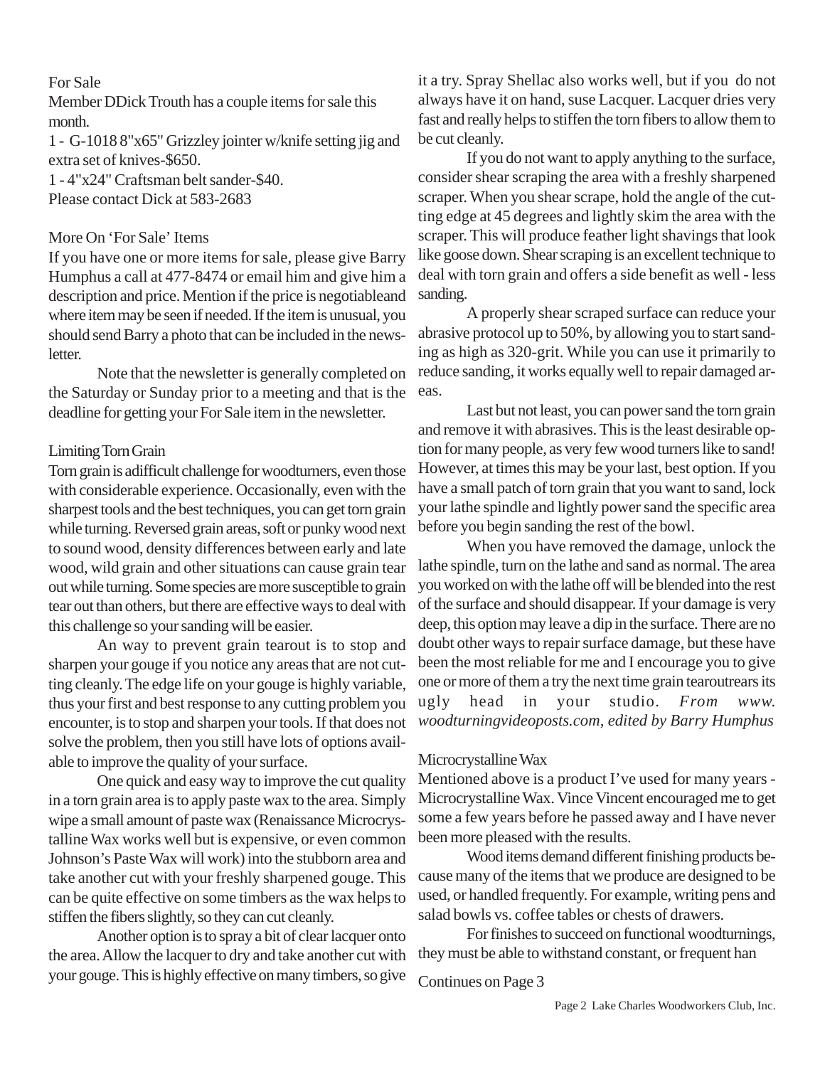## For Sale

Member DDick Trouth has a couple items for sale this month.

1 - G-1018 8"x65" Grizzley jointer w/knife setting jig and extra set of knives-$650.

1 - 4"x24" Craftsman belt sander-$40.

Please contact Dick at 583-2683

## More On 'For Sale' Items

If you have one or more items for sale, please give Barry Humphus a call at 477-8474 or email him and give him a description and price. Mention if the price is negotiableand where item may be seen if needed. If the item is unusual, you should send Barry a photo that can be included in the newsletter.

Note that the newsletter is generally completed on the Saturday or Sunday prior to a meeting and that is the deadline for getting your For Sale item in the newsletter.

## Limiting Torn Grain

Torn grain is adifficult challenge for woodturners, even those with considerable experience. Occasionally, even with the sharpest tools and the best techniques, you can get torn grain while turning. Reversed grain areas, soft or punky wood next to sound wood, density differences between early and late wood, wild grain and other situations can cause grain tear out while turning. Some species are more susceptible to grain tear out than others, but there are effective ways to deal with this challenge so your sanding will be easier.

An way to prevent grain tearout is to stop and sharpen your gouge if you notice any areas that are not cutting cleanly. The edge life on your gouge is highly variable, thus your first and best response to any cutting problem you encounter, is to stop and sharpen your tools. If that does not solve the problem, then you still have lots of options available to improve the quality of your surface.

One quick and easy way to improve the cut quality in a torn grain area is to apply paste wax to the area. Simply wipe a small amount of paste wax (Renaissance Microcrystalline Wax works well but is expensive, or even common Johnson's Paste Wax will work) into the stubborn area and take another cut with your freshly sharpened gouge. This can be quite effective on some timbers as the wax helps to stiffen the fibers slightly, so they can cut cleanly.

Another option is to spray a bit of clear lacquer onto the area. Allow the lacquer to dry and take another cut with your gouge. This is highly effective on many timbers, so give it a try. Spray Shellac also works well, but if you do not always have it on hand, suse Lacquer. Lacquer dries very fast and really helps to stiffen the torn fibers to allow them to be cut cleanly.

If you do not want to apply anything to the surface, consider shear scraping the area with a freshly sharpened scraper. When you shear scrape, hold the angle of the cutting edge at 45 degrees and lightly skim the area with the scraper. This will produce feather light shavings that look like goose down. Shear scraping is an excellent technique to deal with torn grain and offers a side benefit as well - less sanding.

A properly shear scraped surface can reduce your abrasive protocol up to 50%, by allowing you to start sanding as high as 320-grit. While you can use it primarily to reduce sanding, it works equally well to repair damaged areas.

Last but not least, you can power sand the torn grain and remove it with abrasives. This is the least desirable option for many people, as very few wood turners like to sand! However, at times this may be your last, best option. If you have a small patch of torn grain that you want to sand, lock your lathe spindle and lightly power sand the specific area before you begin sanding the rest of the bowl.

When you have removed the damage, unlock the lathe spindle, turn on the lathe and sand as normal. The area you worked on with the lathe off will be blended into the rest of the surface and should disappear. If your damage is very deep, this option may leave a dip in the surface. There are no doubt other ways to repair surface damage, but these have been the most reliable for me and I encourage you to give one or more of them a try the next time grain tearoutrears its ugly head in your studio. *From www. woodturningvideoposts.com, edited by Barry Humphus*

## Microcrystalline Wax

Mentioned above is a product I've used for many years - Microcrystalline Wax. Vince Vincent encouraged me to get some a few years before he passed away and I have never been more pleased with the results.

Wood items demand different finishing products because many of the items that we produce are designed to be used, or handled frequently. For example, writing pens and salad bowls vs. coffee tables or chests of drawers.

For finishes to succeed on functional woodturnings, they must be able to withstand constant, or frequent han

Continues on Page 3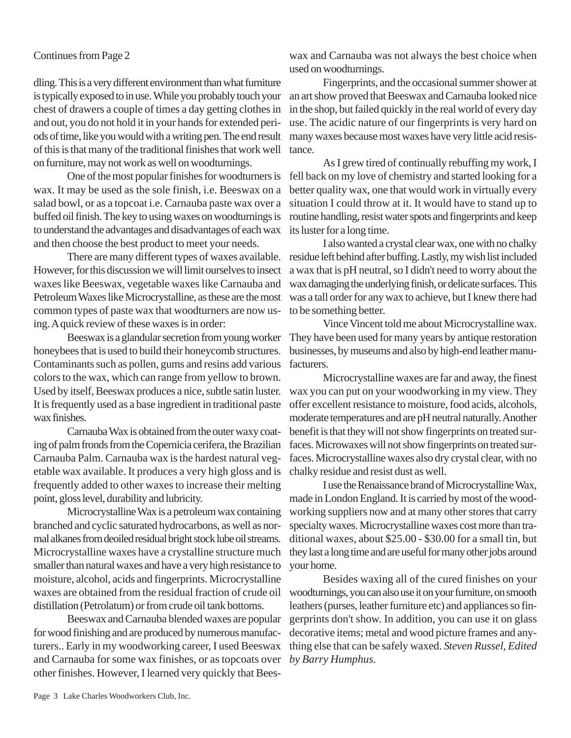Continues from Page 2

dling. This is a very different environment than what furniture is typically exposed to in use. While you probably touch your chest of drawers a couple of times a day getting clothes in and out, you do not hold it in your hands for extended periods of time, like you would with a writing pen. The end result of this is that many of the traditional finishes that work well on furniture, may not work as well on woodturnings.

One of the most popular finishes for woodturners is wax. It may be used as the sole finish, i.e. Beeswax on a salad bowl, or as a topcoat i.e. Carnauba paste wax over a buffed oil finish. The key to using waxes on woodturnings is to understand the advantages and disadvantages of each wax and then choose the best product to meet your needs.

There are many different types of waxes available. However, for this discussion we will limit ourselves to insect waxes like Beeswax, vegetable waxes like Carnauba and Petroleum Waxes like Microcrystalline, as these are the most common types of paste wax that woodturners are now using. A quick review of these waxes is in order:

Beeswax is a glandular secretion from young worker honeybees that is used to build their honeycomb structures. Contaminants such as pollen, gums and resins add various colors to the wax, which can range from yellow to brown. Used by itself, Beeswax produces a nice, subtle satin luster. It is frequently used as a base ingredient in traditional paste wax finishes.

Carnauba Wax is obtained from the outer waxy coating of palm fronds from the Copernicia cerifera, the Brazilian Carnauba Palm. Carnauba wax is the hardest natural vegetable wax available. It produces a very high gloss and is frequently added to other waxes to increase their melting point, gloss level, durability and lubricity.

Microcrystalline Wax is a petroleum wax containing branched and cyclic saturated hydrocarbons, as well as normal alkanes from deoiled residual bright stock lube oil streams. Microcrystalline waxes have a crystalline structure much smaller than natural waxes and have a very high resistance to moisture, alcohol, acids and fingerprints. Microcrystalline waxes are obtained from the residual fraction of crude oil distillation (Petrolatum) or from crude oil tank bottoms.

Beeswax and Carnauba blended waxes are popular for wood finishing and are produced by numerous manufacturers.. Early in my woodworking career, I used Beeswax and Carnauba for some wax finishes, or as topcoats over other finishes. However, I learned very quickly that Beeswax and Carnauba was not always the best choice when used on woodturnings.

Fingerprints, and the occasional summer shower at an art show proved that Beeswax and Carnauba looked nice in the shop, but failed quickly in the real world of every day use. The acidic nature of our fingerprints is very hard on many waxes because most waxes have very little acid resistance.

As I grew tired of continually rebuffing my work, I fell back on my love of chemistry and started looking for a better quality wax, one that would work in virtually every situation I could throw at it. It would have to stand up to routine handling, resist water spots and fingerprints and keep its luster for a long time.

I also wanted a crystal clear wax, one with no chalky residue left behind after buffing. Lastly, my wish list included a wax that is pH neutral, so I didn't need to worry about the wax damaging the underlying finish, or delicate surfaces. This was a tall order for any wax to achieve, but I knew there had to be something better.

Vince Vincent told me about Microcrystalline wax. They have been used for many years by antique restoration businesses, by museums and also by high-end leather manufacturers.

Microcrystalline waxes are far and away, the finest wax you can put on your woodworking in my view. They offer excellent resistance to moisture, food acids, alcohols, moderate temperatures and are pH neutral naturally. Another benefit is that they will not show fingerprints on treated surfaces. Microwaxes will not show fingerprints on treated surfaces. Microcrystalline waxes also dry crystal clear, with no chalky residue and resist dust as well.

I use the Renaissance brand of Microcrystalline Wax, made in London England. It is carried by most of the woodworking suppliers now and at many other stores that carry specialty waxes. Microcrystalline waxes cost more than traditional waxes, about $25.00 - $30.00 for a small tin, but they last a long time and are useful for many other jobs around your home.

Besides waxing all of the cured finishes on your woodturnings, you can also use it on your furniture, on smooth leathers (purses, leather furniture etc) and appliances so fingerprints don't show. In addition, you can use it on glass decorative items; metal and wood picture frames and anything else that can be safely waxed. *Steven Russel, Edited by Barry Humphus.*